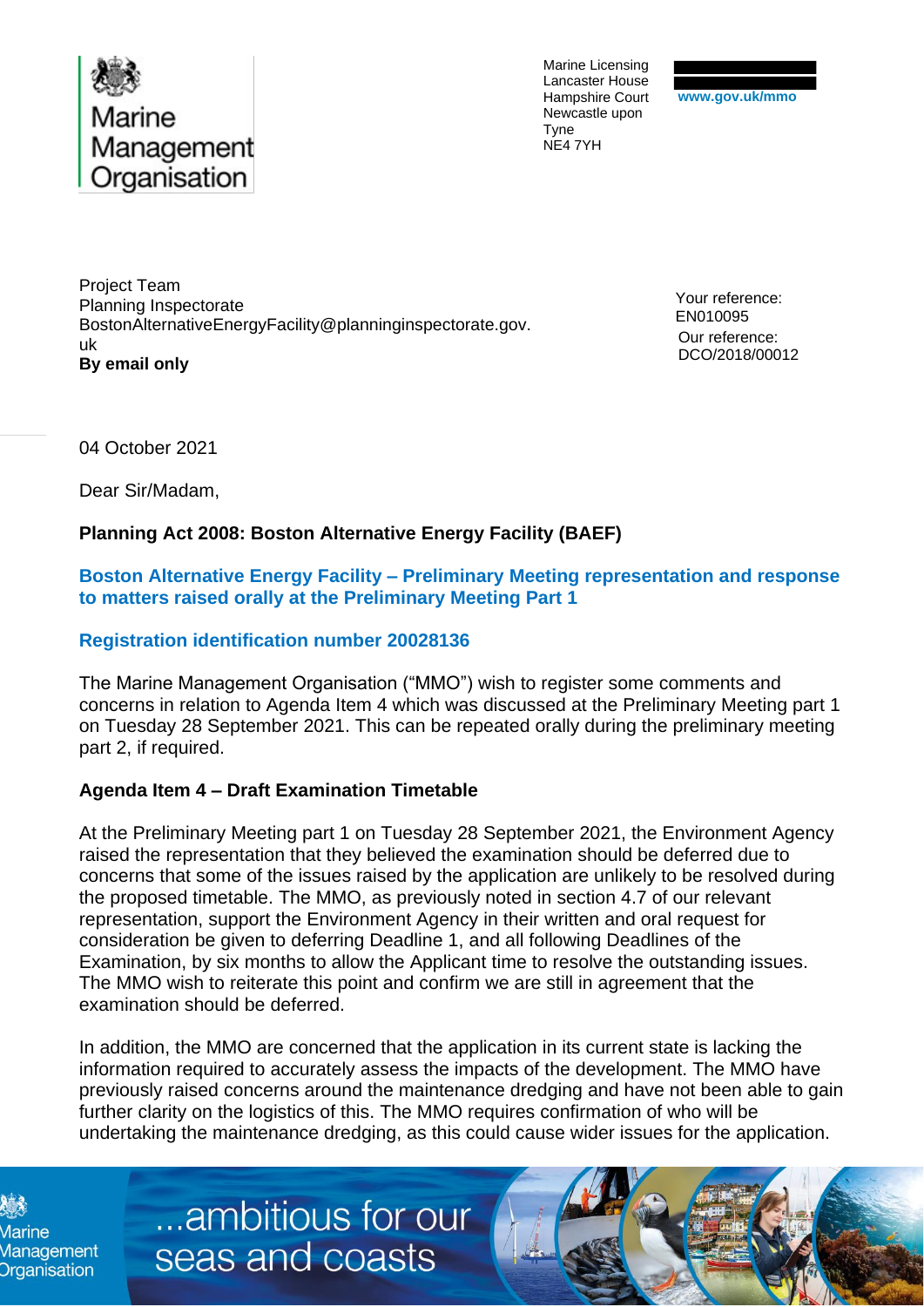Marine Management Organisation

Marine Licensing
Lancaster House
Hampshire Court
Newcastle upon Tyne
NE4 7YH

www.gov.uk/mmo

Project Team
Planning Inspectorate
BostonAlternativeEnergyFacility@planninginspectorate.gov.uk
**By email only**

Your reference: EN010095
Our reference: DCO/2018/00012

04 October 2021

Dear Sir/Madam,

**Planning Act 2008: Boston Alternative Energy Facility (BAEF)**

**Boston Alternative Energy Facility – Preliminary Meeting representation and response to matters raised orally at the Preliminary Meeting Part 1**

**Registration identification number 20028136**

The Marine Management Organisation ("MMO") wish to register some comments and concerns in relation to Agenda Item 4 which was discussed at the Preliminary Meeting part 1 on Tuesday 28 September 2021. This can be repeated orally during the preliminary meeting part 2, if required.

**Agenda Item 4 – Draft Examination Timetable**

At the Preliminary Meeting part 1 on Tuesday 28 September 2021, the Environment Agency raised the representation that they believed the examination should be deferred due to concerns that some of the issues raised by the application are unlikely to be resolved during the proposed timetable. The MMO, as previously noted in section 4.7 of our relevant representation, support the Environment Agency in their written and oral request for consideration be given to deferring Deadline 1, and all following Deadlines of the Examination, by six months to allow the Applicant time to resolve the outstanding issues. The MMO wish to reiterate this point and confirm we are still in agreement that the examination should be deferred.

In addition, the MMO are concerned that the application in its current state is lacking the information required to accurately assess the impacts of the development. The MMO have previously raised concerns around the maintenance dredging and have not been able to gain further clarity on the logistics of this. The MMO requires confirmation of who will be undertaking the maintenance dredging, as this could cause wider issues for the application.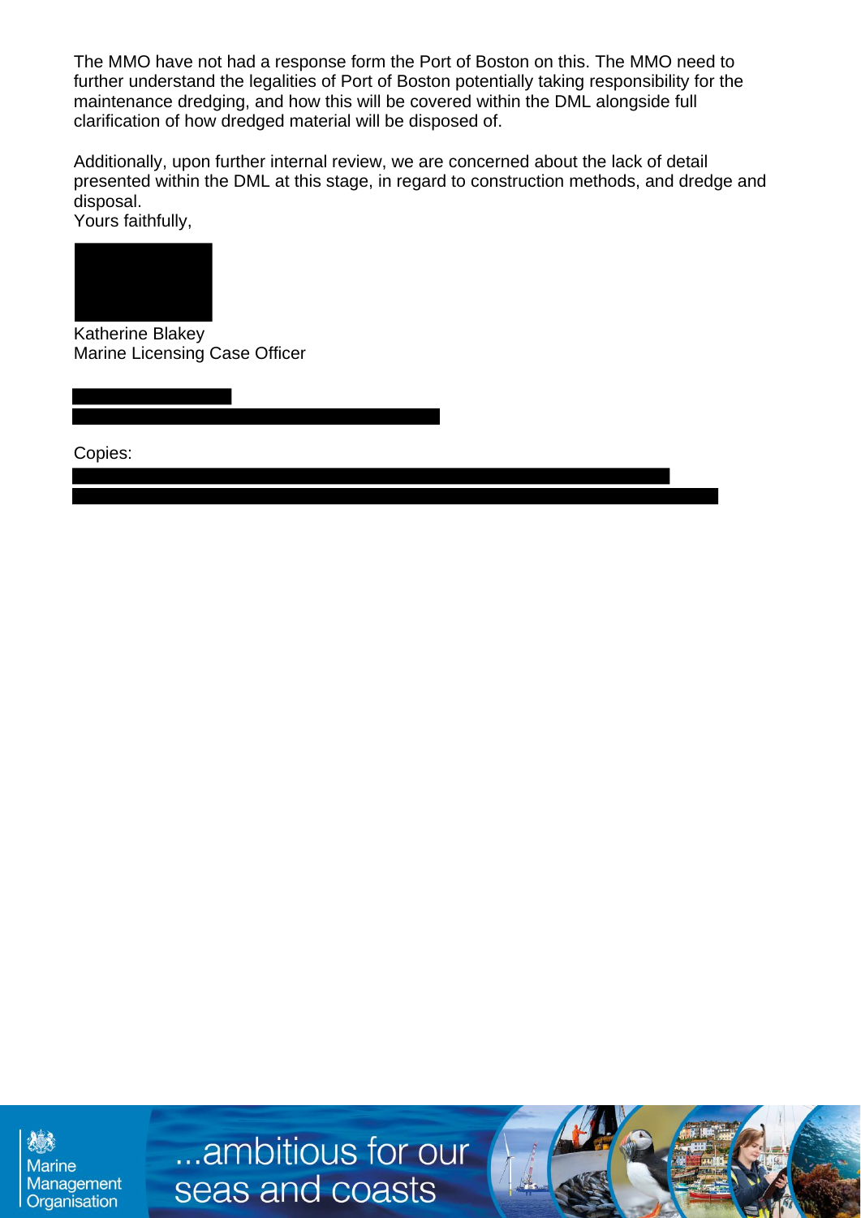The MMO have not had a response form the Port of Boston on this. The MMO need to further understand the legalities of Port of Boston potentially taking responsibility for the maintenance dredging, and how this will be covered within the DML alongside full clarification of how dredged material will be disposed of.

Additionally, upon further internal review, we are concerned about the lack of detail presented within the DML at this stage, in regard to construction methods, and dredge and disposal.
Yours faithfully,

Katherine Blakey
Marine Licensing Case Officer

Copies: